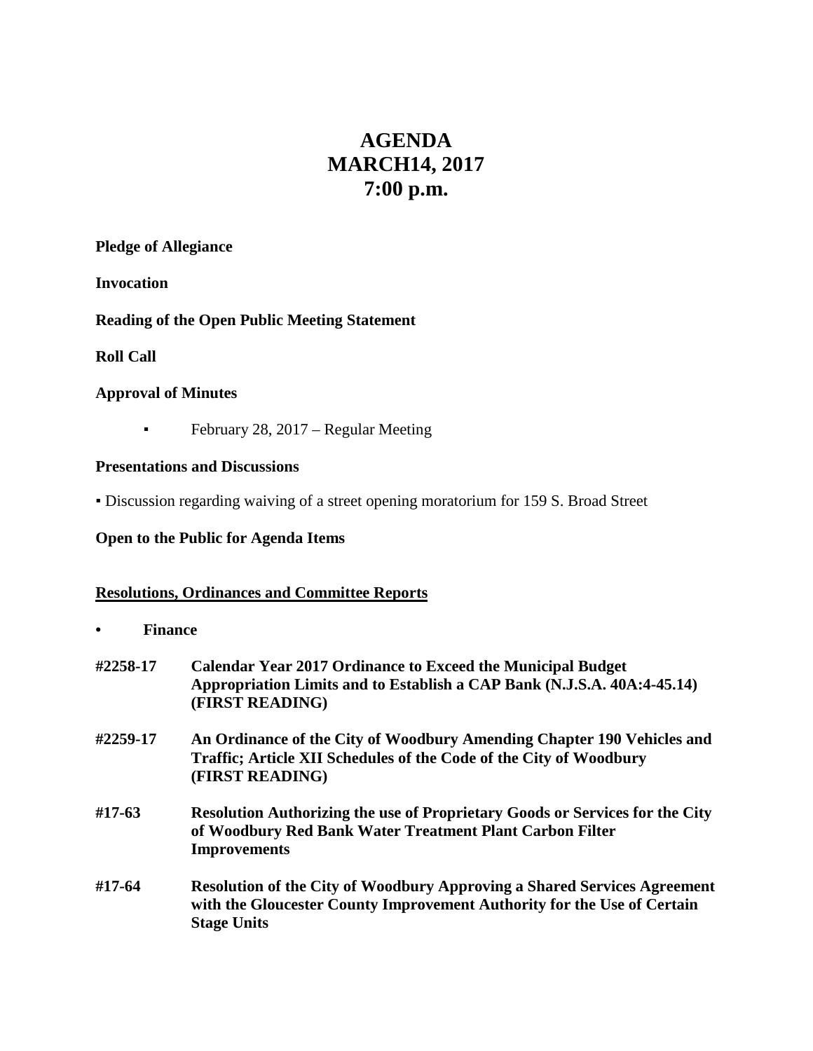# AGENDA
# MARCH14, 2017
# 7:00 p.m.

**Pledge of Allegiance**

**Invocation**

**Reading of the Open Public Meeting Statement**

**Roll Call**

**Approval of Minutes**

- February 28, 2017 – Regular Meeting

**Presentations and Discussions**

- Discussion regarding waiving of a street opening moratorium for 159 S. Broad Street

**Open to the Public for Agenda Items**

**Resolutions, Ordinances and Committee Reports**

- **Finance**

**#2258-17** **Calendar Year 2017 Ordinance to Exceed the Municipal Budget Appropriation Limits and to Establish a CAP Bank (N.J.S.A. 40A:4-45.14) (FIRST READING)**

**#2259-17** **An Ordinance of the City of Woodbury Amending Chapter 190 Vehicles and Traffic; Article XII Schedules of the Code of the City of Woodbury (FIRST READING)**

**#17-63** **Resolution Authorizing the use of Proprietary Goods or Services for the City of Woodbury Red Bank Water Treatment Plant Carbon Filter Improvements**

**#17-64** **Resolution of the City of Woodbury Approving a Shared Services Agreement with the Gloucester County Improvement Authority for the Use of Certain Stage Units**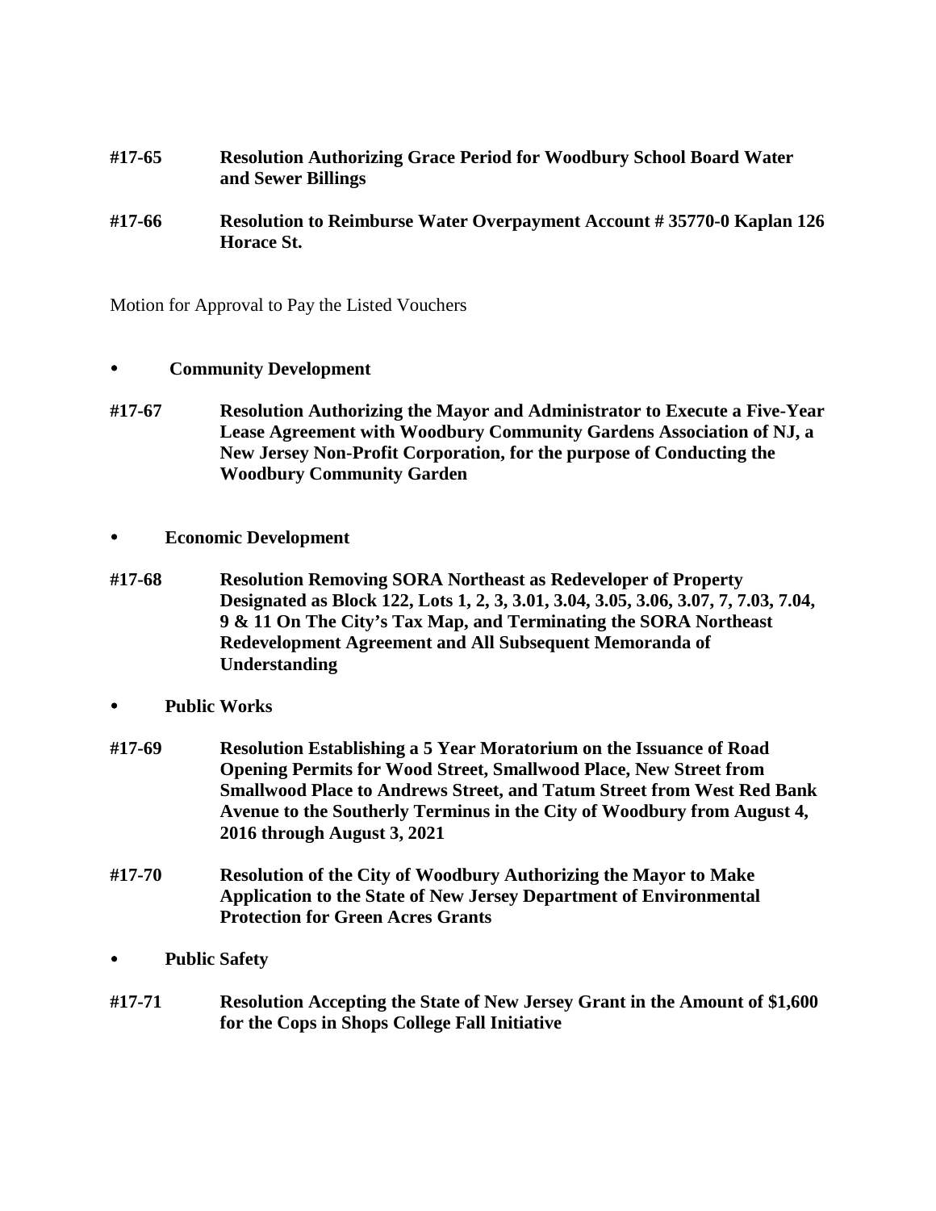**#17-65 Resolution Authorizing Grace Period for Woodbury School Board Water and Sewer Billings**

**#17-66 Resolution to Reimburse Water Overpayment Account # 35770-0 Kaplan 126 Horace St.**

Motion for Approval to Pay the Listed Vouchers

- **Community Development**

**#17-67 Resolution Authorizing the Mayor and Administrator to Execute a Five-Year Lease Agreement with Woodbury Community Gardens Association of NJ, a New Jersey Non-Profit Corporation, for the purpose of Conducting the Woodbury Community Garden**

- **Economic Development**

**#17-68 Resolution Removing SORA Northeast as Redeveloper of Property Designated as Block 122, Lots 1, 2, 3, 3.01, 3.04, 3.05, 3.06, 3.07, 7, 7.03, 7.04, 9 & 11 On The City's Tax Map, and Terminating the SORA Northeast Redevelopment Agreement and All Subsequent Memoranda of Understanding**

- **Public Works**

**#17-69 Resolution Establishing a 5 Year Moratorium on the Issuance of Road Opening Permits for Wood Street, Smallwood Place, New Street from Smallwood Place to Andrews Street, and Tatum Street from West Red Bank Avenue to the Southerly Terminus in the City of Woodbury from August 4, 2016 through August 3, 2021**

**#17-70 Resolution of the City of Woodbury Authorizing the Mayor to Make Application to the State of New Jersey Department of Environmental Protection for Green Acres Grants**

- **Public Safety**

**#17-71 Resolution Accepting the State of New Jersey Grant in the Amount of $1,600 for the Cops in Shops College Fall Initiative**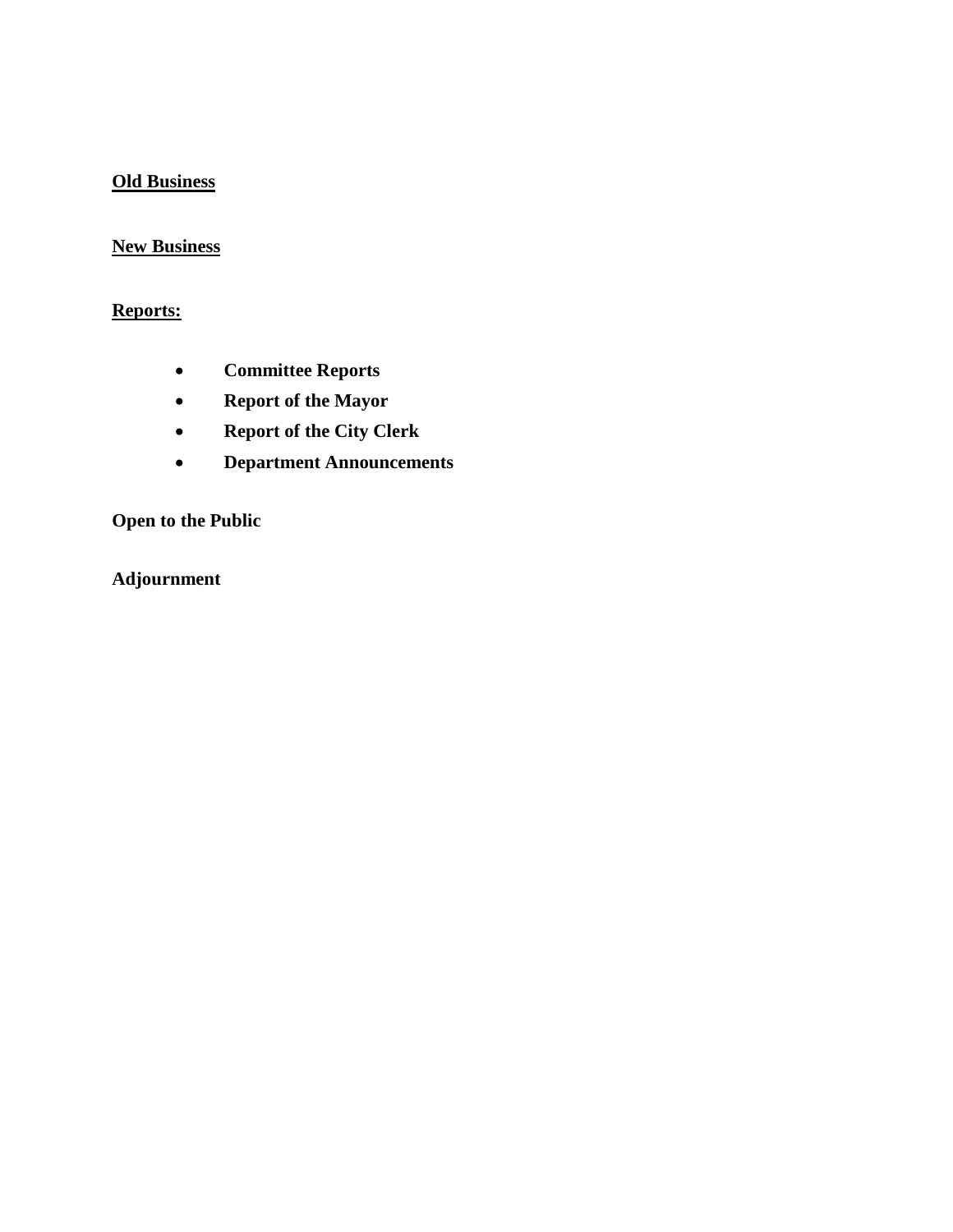**<u>Old Business</u>**

**<u>New Business</u>**

**<u>Reports:</u>**

- **Committee Reports**
- **Report of the Mayor**
- **Report of the City Clerk**
- **Department Announcements**

**Open to the Public**

**Adjournment**